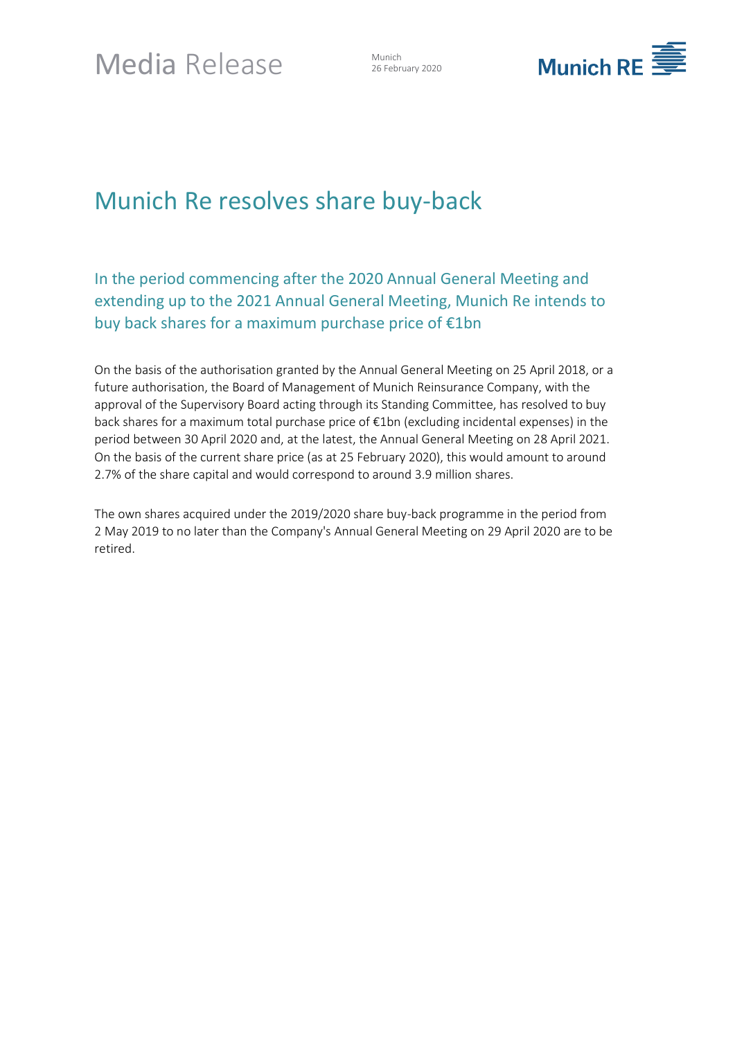Media Release

Munich
26 February 2020

# Munich Re resolves share buy-back

## In the period commencing after the 2020 Annual General Meeting and extending up to the 2021 Annual General Meeting, Munich Re intends to buy back shares for a maximum purchase price of €1bn

On the basis of the authorisation granted by the Annual General Meeting on 25 April 2018, or a future authorisation, the Board of Management of Munich Reinsurance Company, with the approval of the Supervisory Board acting through its Standing Committee, has resolved to buy back shares for a maximum total purchase price of €1bn (excluding incidental expenses) in the period between 30 April 2020 and, at the latest, the Annual General Meeting on 28 April 2021. On the basis of the current share price (as at 25 February 2020), this would amount to around 2.7% of the share capital and would correspond to around 3.9 million shares.

The own shares acquired under the 2019/2020 share buy-back programme in the period from 2 May 2019 to no later than the Company's Annual General Meeting on 29 April 2020 are to be retired.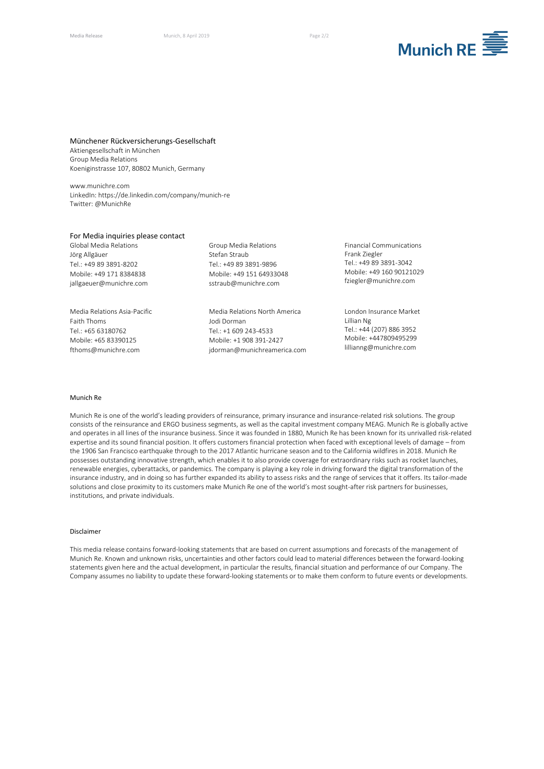Münchener Rückversicherungs-Gesellschaft
Aktiengesellschaft in München
Group Media Relations
Koeniginstrasse 107, 80802 Munich, Germany

www.munichre.com
LinkedIn: https://de.linkedin.com/company/munich-re
Twitter: @MunichRe

For Media inquiries please contact

Global Media Relations
Jörg Allgäuer
Tel.: +49 89 3891-8202
Mobile: +49 171 8384838
jallgaeuer@munichre.com

Group Media Relations
Stefan Straub
Tel.: +49 89 3891-9896
Mobile: +49 151 64933048
sstraub@munichre.com

Financial Communications
Frank Ziegler
Tel.: +49 89 3891-3042
Mobile: +49 160 90121029
fziegler@munichre.com

Media Relations Asia-Pacific
Faith Thoms
Tel.: +65 63180762
Mobile: +65 83390125
fthoms@munichre.com

Media Relations North America
Jodi Dorman
Tel.: +1 609 243-4533
Mobile: +1 908 391-2427
jdorman@munichreamerica.com

London Insurance Market
Lillian Ng
Tel.: +44 (207) 886 3952
Mobile: +447809495299
lillianng@munichre.com

Munich Re

Munich Re is one of the world's leading providers of reinsurance, primary insurance and insurance-related risk solutions. The group consists of the reinsurance and ERGO business segments, as well as the capital investment company MEAG. Munich Re is globally active and operates in all lines of the insurance business. Since it was founded in 1880, Munich Re has been known for its unrivalled risk-related expertise and its sound financial position. It offers customers financial protection when faced with exceptional levels of damage – from the 1906 San Francisco earthquake through to the 2017 Atlantic hurricane season and to the California wildfires in 2018. Munich Re possesses outstanding innovative strength, which enables it to also provide coverage for extraordinary risks such as rocket launches, renewable energies, cyberattacks, or pandemics. The company is playing a key role in driving forward the digital transformation of the insurance industry, and in doing so has further expanded its ability to assess risks and the range of services that it offers. Its tailor-made solutions and close proximity to its customers make Munich Re one of the world's most sought-after risk partners for businesses, institutions, and private individuals.

Disclaimer

This media release contains forward-looking statements that are based on current assumptions and forecasts of the management of Munich Re. Known and unknown risks, uncertainties and other factors could lead to material differences between the forward-looking statements given here and the actual development, in particular the results, financial situation and performance of our Company. The Company assumes no liability to update these forward-looking statements or to make them conform to future events or developments.